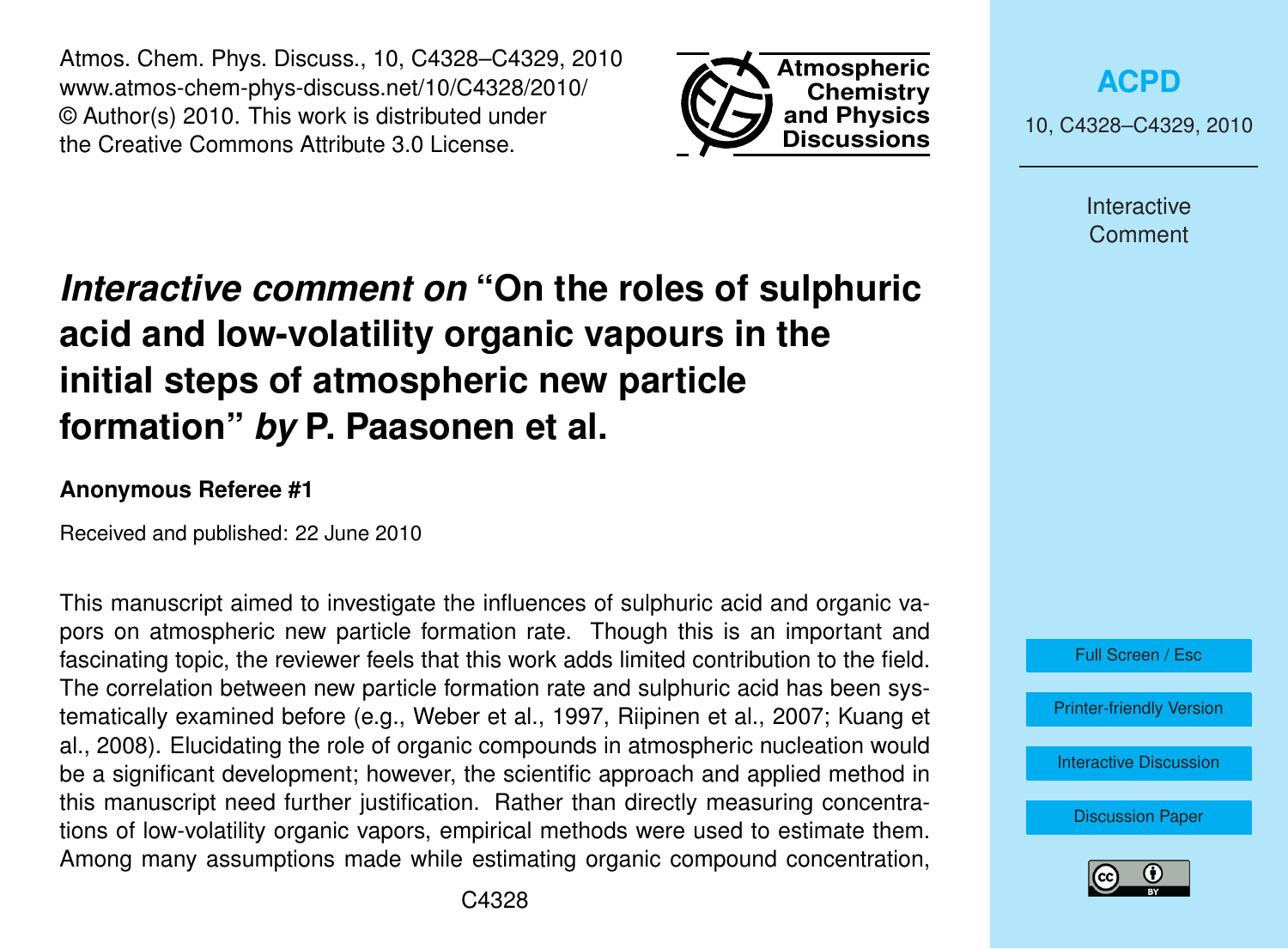# *Interactive comment on* "On the roles of sulphuric acid and low-volatility organic vapours in the initial steps of atmospheric new particle formation" *by* P. Paasonen et al.

**Anonymous Referee #1**

Received and published: 22 June 2010

This manuscript aimed to investigate the influences of sulphuric acid and organic vapors on atmospheric new particle formation rate. Though this is an important and fascinating topic, the reviewer feels that this work adds limited contribution to the field. The correlation between new particle formation rate and sulphuric acid has been systematically examined before (e.g., Weber et al., 1997, Riipinen et al., 2007; Kuang et al., 2008). Elucidating the role of organic compounds in atmospheric nucleation would be a significant development; however, the scientific approach and applied method in this manuscript need further justification. Rather than directly measuring concentrations of low-volatility organic vapors, empirical methods were used to estimate them. Among many assumptions made while estimating organic compound concentration,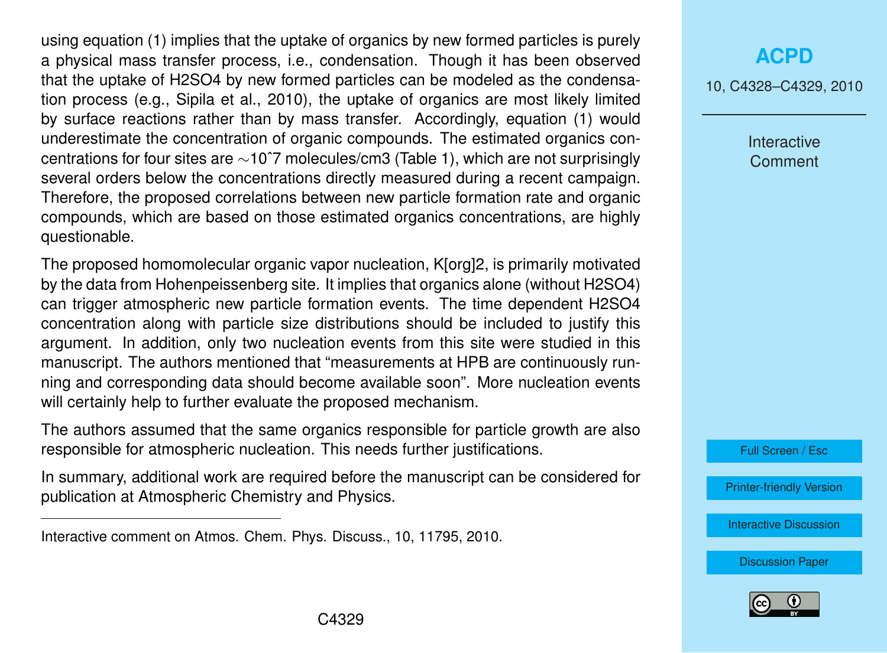using equation (1) implies that the uptake of organics by new formed particles is purely a physical mass transfer process, i.e., condensation. Though it has been observed that the uptake of $H_2SO_4$ by new formed particles can be modeled as the condensation process (e.g., Sipila et al., 2010), the uptake of organics are most likely limited by surface reactions rather than by mass transfer. Accordingly, equation (1) would underestimate the concentration of organic compounds. The estimated organics concentrations for four sites are $\sim 10^7$ molecules/cm3 (Table 1), which are not surprisingly several orders below the concentrations directly measured during a recent campaign. Therefore, the proposed correlations between new particle formation rate and organic compounds, which are based on those estimated organics concentrations, are highly questionable.

The proposed homomolecular organic vapor nucleation, $K[org]^2$, is primarily motivated by the data from Hohenpeissenberg site. It implies that organics alone (without $H_2SO_4$) can trigger atmospheric new particle formation events. The time dependent $H_2SO_4$ concentration along with particle size distributions should be included to justify this argument. In addition, only two nucleation events from this site were studied in this manuscript. The authors mentioned that "measurements at HPB are continuously running and corresponding data should become available soon". More nucleation events will certainly help to further evaluate the proposed mechanism.

The authors assumed that the same organics responsible for particle growth are also responsible for atmospheric nucleation. This needs further justifications.

In summary, additional work are required before the manuscript can be considered for publication at Atmospheric Chemistry and Physics.

---

Interactive comment on Atmos. Chem. Phys. Discuss., 10, 11795, 2010.